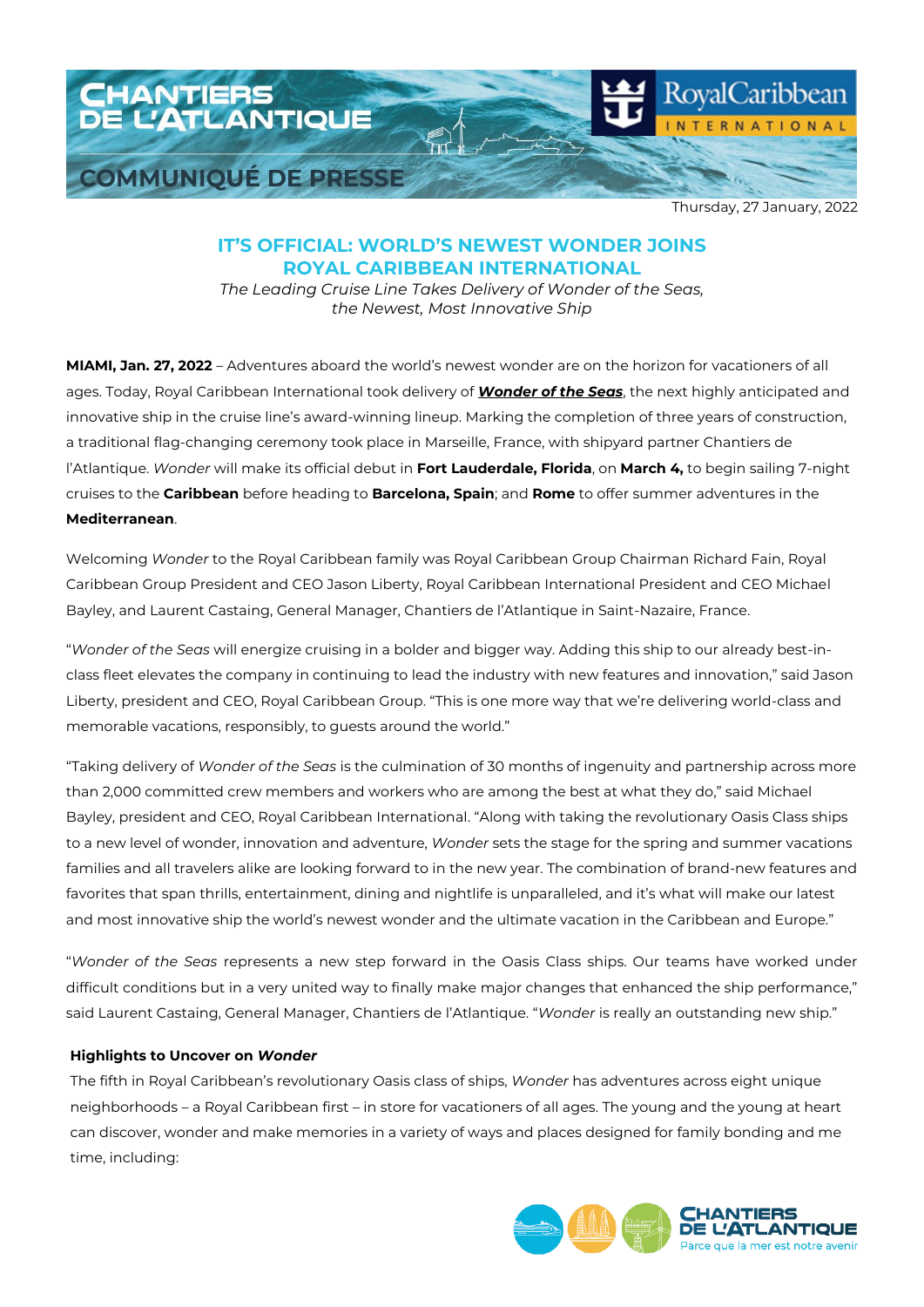CHANTIERS DE L'ATLANTIQUE

COMMUNIQUÉ DE PRESSE

Royal Caribbean INTERNATIONAL

Thursday, 27 January, 2022

# IT'S OFFICIAL: WORLD'S NEWEST WONDER JOINS ROYAL CARIBBEAN INTERNATIONAL

*The Leading Cruise Line Takes Delivery of Wonder of the Seas, the Newest, Most Innovative Ship*

**MIAMI, Jan. 27, 2022** – Adventures aboard the world's newest wonder are on the horizon for vacationers of all ages. Today, Royal Caribbean International took delivery of ***Wonder of the Seas***, the next highly anticipated and innovative ship in the cruise line's award-winning lineup. Marking the completion of three years of construction, a traditional flag-changing ceremony took place in Marseille, France, with shipyard partner Chantiers de l'Atlantique. *Wonder* will make its official debut in **Fort Lauderdale, Florida**, on **March 4,** to begin sailing 7-night cruises to the **Caribbean** before heading to **Barcelona, Spain**; and **Rome** to offer summer adventures in the **Mediterranean**.

Welcoming *Wonder* to the Royal Caribbean family was Royal Caribbean Group Chairman Richard Fain, Royal Caribbean Group President and CEO Jason Liberty, Royal Caribbean International President and CEO Michael Bayley, and Laurent Castaing, General Manager, Chantiers de l'Atlantique in Saint-Nazaire, France.

"*Wonder of the Seas* will energize cruising in a bolder and bigger way. Adding this ship to our already best-in-class fleet elevates the company in continuing to lead the industry with new features and innovation," said Jason Liberty, president and CEO, Royal Caribbean Group. "This is one more way that we're delivering world-class and memorable vacations, responsibly, to guests around the world."

"Taking delivery of *Wonder of the Seas* is the culmination of 30 months of ingenuity and partnership across more than 2,000 committed crew members and workers who are among the best at what they do," said Michael Bayley, president and CEO, Royal Caribbean International. "Along with taking the revolutionary Oasis Class ships to a new level of wonder, innovation and adventure, *Wonder* sets the stage for the spring and summer vacations families and all travelers alike are looking forward to in the new year. The combination of brand-new features and favorites that span thrills, entertainment, dining and nightlife is unparalleled, and it's what will make our latest and most innovative ship the world's newest wonder and the ultimate vacation in the Caribbean and Europe."

"*Wonder of the Seas* represents a new step forward in the Oasis Class ships. Our teams have worked under difficult conditions but in a very united way to finally make major changes that enhanced the ship performance," said Laurent Castaing, General Manager, Chantiers de l'Atlantique. "*Wonder* is really an outstanding new ship."

**Highlights to Uncover on *Wonder***

The fifth in Royal Caribbean's revolutionary Oasis class of ships, *Wonder* has adventures across eight unique neighborhoods – a Royal Caribbean first – in store for vacationers of all ages. The young and the young at heart can discover, wonder and make memories in a variety of ways and places designed for family bonding and me time, including:

CHANTIERS DE L'ATLANTIQUE
Parce que la mer est notre avenir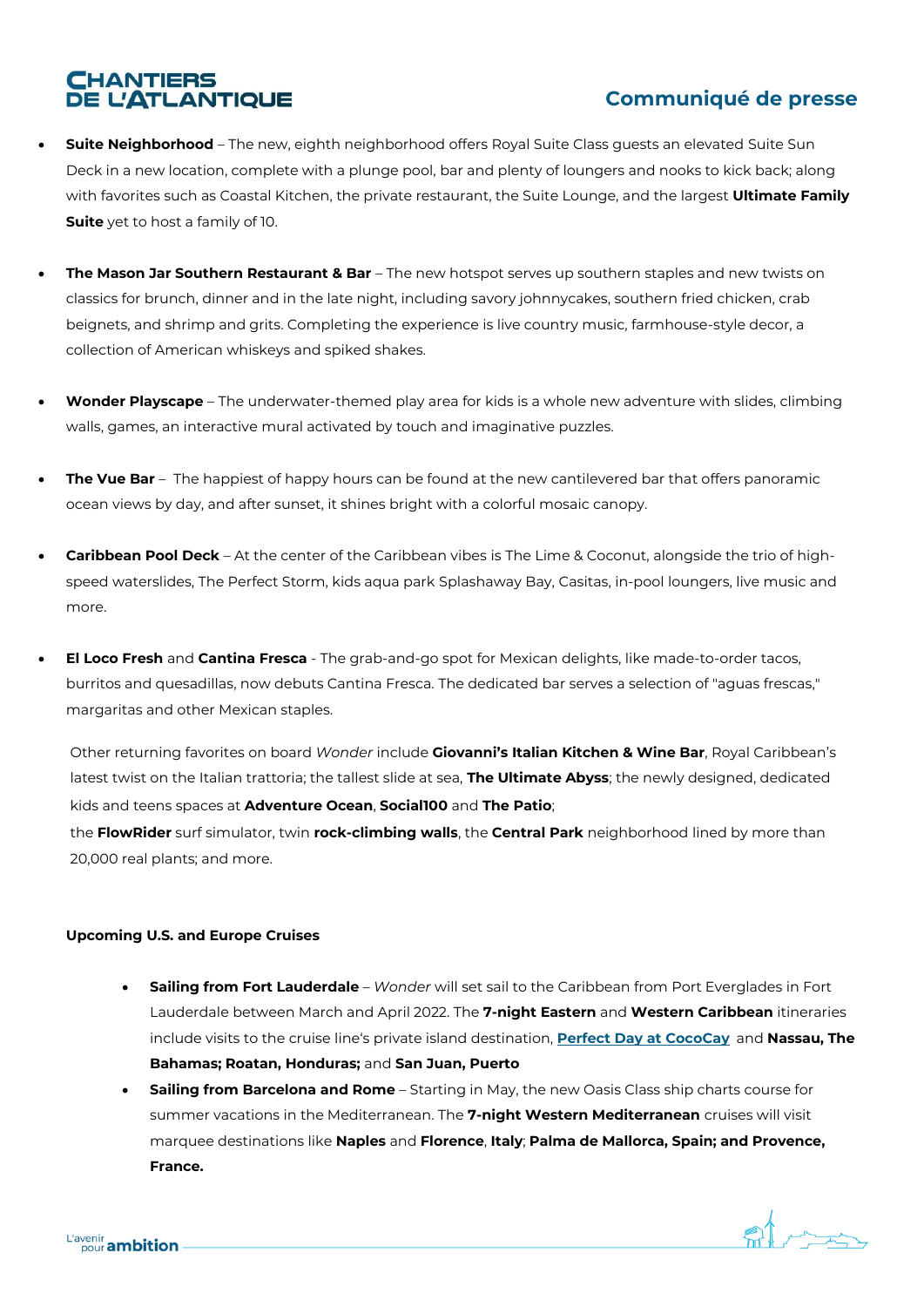- **Suite Neighborhood** – The new, eighth neighborhood offers Royal Suite Class guests an elevated Suite Sun Deck in a new location, complete with a plunge pool, bar and plenty of loungers and nooks to kick back; along with favorites such as Coastal Kitchen, the private restaurant, the Suite Lounge, and the largest **Ultimate Family Suite** yet to host a family of 10.

- **The Mason Jar Southern Restaurant & Bar** – The new hotspot serves up southern staples and new twists on classics for brunch, dinner and in the late night, including savory johnnycakes, southern fried chicken, crab beignets, and shrimp and grits. Completing the experience is live country music, farmhouse-style decor, a collection of American whiskeys and spiked shakes.

- **Wonder Playscape** – The underwater-themed play area for kids is a whole new adventure with slides, climbing walls, games, an interactive mural activated by touch and imaginative puzzles.

- **The Vue Bar** – The happiest of happy hours can be found at the new cantilevered bar that offers panoramic ocean views by day, and after sunset, it shines bright with a colorful mosaic canopy.

- **Caribbean Pool Deck** – At the center of the Caribbean vibes is The Lime & Coconut, alongside the trio of high-speed waterslides, The Perfect Storm, kids aqua park Splashaway Bay, Casitas, in-pool loungers, live music and more.

- **El Loco Fresh** and **Cantina Fresca** - The grab-and-go spot for Mexican delights, like made-to-order tacos, burritos and quesadillas, now debuts Cantina Fresca. The dedicated bar serves a selection of "aguas frescas," margaritas and other Mexican staples.

Other returning favorites on board *Wonder* include **Giovanni's Italian Kitchen & Wine Bar**, Royal Caribbean's latest twist on the Italian trattoria; the tallest slide at sea, **The Ultimate Abyss**; the newly designed, dedicated kids and teens spaces at **Adventure Ocean**, **Social100** and **The Patio**;
the **FlowRider** surf simulator, twin **rock-climbing walls**, the **Central Park** neighborhood lined by more than 20,000 real plants; and more.

**Upcoming U.S. and Europe Cruises**

- **Sailing from Fort Lauderdale** – *Wonder* will set sail to the Caribbean from Port Everglades in Fort Lauderdale between March and April 2022. The **7-night Eastern** and **Western Caribbean** itineraries include visits to the cruise line's private island destination, **Perfect Day at CocoCay** and **Nassau, The Bahamas; Roatan, Honduras;** and **San Juan, Puerto**
- **Sailing from Barcelona and Rome** – Starting in May, the new Oasis Class ship charts course for summer vacations in the Mediterranean. The **7-night Western Mediterranean** cruises will visit marquee destinations like **Naples** and **Florence**, **Italy**; **Palma de Mallorca, Spain; and Provence, France.**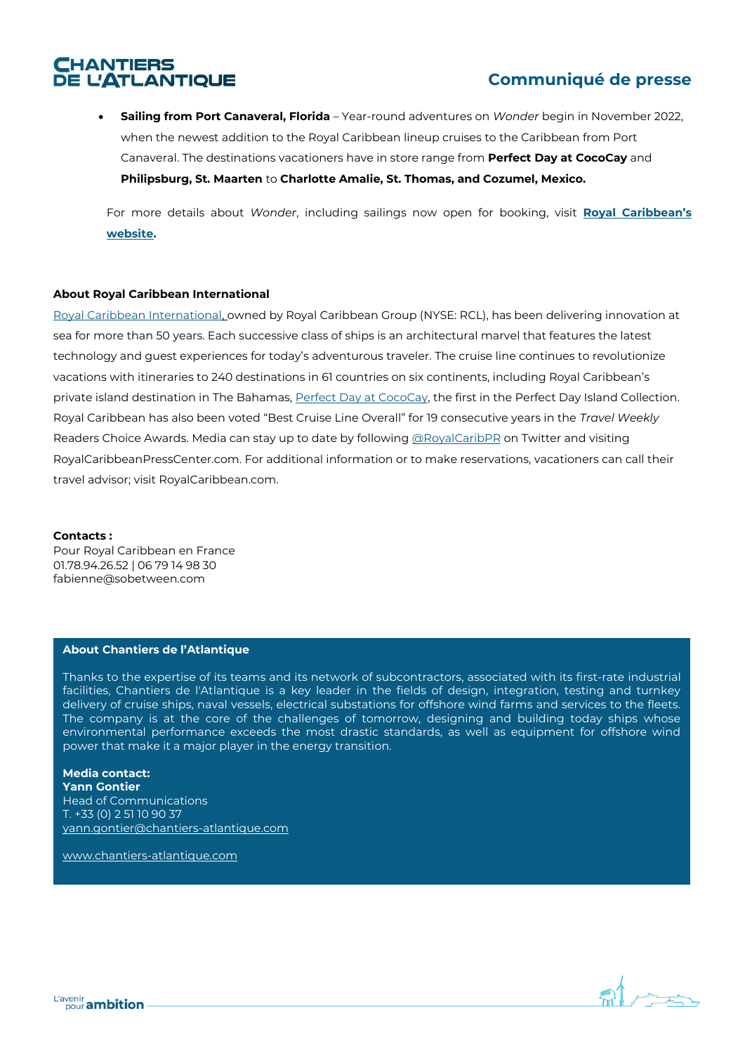- **Sailing from Port Canaveral, Florida** – Year-round adventures on *Wonder* begin in November 2022, when the newest addition to the Royal Caribbean lineup cruises to the Caribbean from Port Canaveral. The destinations vacationers have in store range from **Perfect Day at CocoCay** and **Philipsburg, St. Maarten** to **Charlotte Amalie, St. Thomas, and Cozumel, Mexico.**

For more details about *Wonder*, including sailings now open for booking, visit **Royal Caribbean's website.**

**About Royal Caribbean International**

Royal Caribbean International, owned by Royal Caribbean Group (NYSE: RCL), has been delivering innovation at sea for more than 50 years. Each successive class of ships is an architectural marvel that features the latest technology and guest experiences for today's adventurous traveler. The cruise line continues to revolutionize vacations with itineraries to 240 destinations in 61 countries on six continents, including Royal Caribbean's private island destination in The Bahamas, Perfect Day at CocoCay, the first in the Perfect Day Island Collection. Royal Caribbean has also been voted "Best Cruise Line Overall" for 19 consecutive years in the *Travel Weekly* Readers Choice Awards. Media can stay up to date by following @RoyalCaribPR on Twitter and visiting RoyalCaribbeanPressCenter.com. For additional information or to make reservations, vacationers can call their travel advisor; visit RoyalCaribbean.com.

**Contacts :**
Pour Royal Caribbean en France
01.78.94.26.52 | 06 79 14 98 30
fabienne@sobetween.com

**About Chantiers de l'Atlantique**

Thanks to the expertise of its teams and its network of subcontractors, associated with its first-rate industrial facilities, Chantiers de l'Atlantique is a key leader in the fields of design, integration, testing and turnkey delivery of cruise ships, naval vessels, electrical substations for offshore wind farms and services to the fleets. The company is at the core of the challenges of tomorrow, designing and building today ships whose environmental performance exceeds the most drastic standards, as well as equipment for offshore wind power that make it a major player in the energy transition.

**Media contact:**
**Yann Gontier**
Head of Communications
T. +33 (0) 2 51 10 90 37
yann.gontier@chantiers-atlantique.com

www.chantiers-atlantique.com